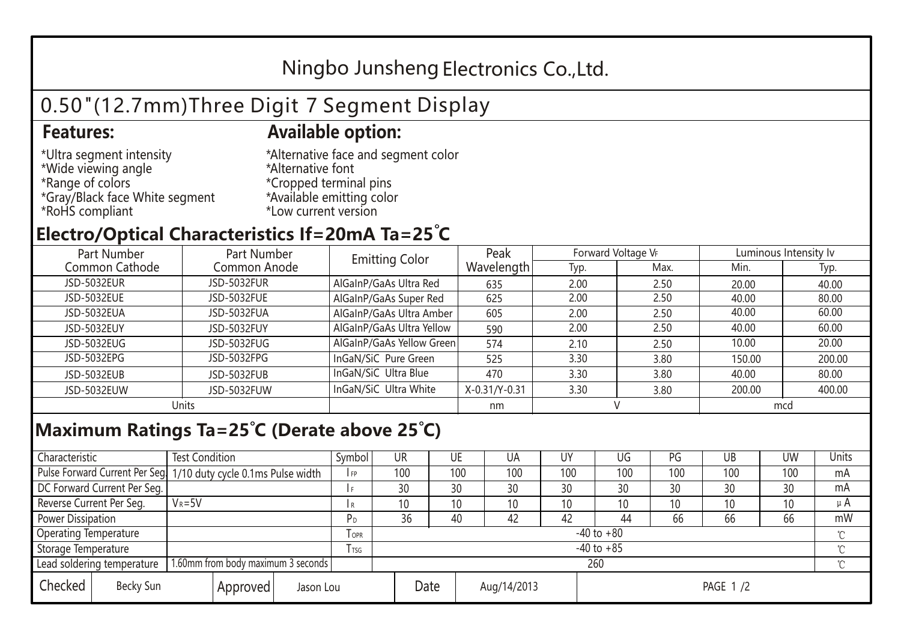# Ningbo Junsheng Electronics Co.,Ltd.

## 0.50"(12.7mm)Three Digit 7 Segment Display

### Features:

*Ultra segment intensity
*Wide viewing angle
*Range of colors
*Gray/Black face White segment
*RoHS compliant

### Available option:

*Alternative face and segment color
*Alternative font
*Cropped terminal pins
*Available emitting color
*Low current version

## Electro/Optical Characteristics If=20mA Ta=25°C

| Part Number Common Cathode | Part Number Common Anode | Emitting Color | Peak Wavelength | Forward Voltage $V_F$ | | Luminous Intensity Iv | |
|---|---|---|---|---|---|---|---|
| | | | | Typ. | Max. | Min. | Typ. |
| JSD-5032EUR | JSD-5032FUR | AlGaInP/GaAs Ultra Red | 635 | 2.00 | 2.50 | 20.00 | 40.00 |
| JSD-5032EUE | JSD-5032FUE | AlGaInP/GaAs Super Red | 625 | 2.00 | 2.50 | 40.00 | 80.00 |
| JSD-5032EUA | JSD-5032FUA | AlGaInP/GaAs Ultra Amber | 605 | 2.00 | 2.50 | 40.00 | 60.00 |
| JSD-5032EUY | JSD-5032FUY | AlGaInP/GaAs Ultra Yellow | 590 | 2.00 | 2.50 | 40.00 | 60.00 |
| JSD-5032EUG | JSD-5032FUG | AlGaInP/GaAs Yellow Green | 574 | 2.10 | 2.50 | 10.00 | 20.00 |
| JSD-5032EPG | JSD-5032FPG | InGaN/SiC Pure Green | 525 | 3.30 | 3.80 | 150.00 | 200.00 |
| JSD-5032EUB | JSD-5032FUB | InGaN/SiC Ultra Blue | 470 | 3.30 | 3.80 | 40.00 | 80.00 |
| JSD-5032EUW | JSD-5032FUW | InGaN/SiC Ultra White | X-0.31/Y-0.31 | 3.30 | 3.80 | 200.00 | 400.00 |
| Units | | | nm | V | | mcd | |

## Maximum Ratings Ta=25°C (Derate above 25°C)

| Characteristic | Test Condition | Symbol | UR | UE | UA | UY | UG | PG | UB | UW | Units |
|---|---|---|---|---|---|---|---|---|---|---|---|
| Pulse Forward Current Per Seg. | 1/10 duty cycle 0.1ms Pulse width | $I_{FP}$ | 100 | 100 | 100 | 100 | 100 | 100 | 100 | 100 | mA |
| DC Forward Current Per Seg. | | $I_F$ | 30 | 30 | 30 | 30 | 30 | 30 | 30 | 30 | mA |
| Reverse Current Per Seg. | $V_R$=5V | $I_R$ | 10 | 10 | 10 | 10 | 10 | 10 | 10 | 10 | μA |
| Power Dissipation | | $P_D$ | 36 | 40 | 42 | 42 | 44 | 66 | 66 | 66 | mW |
| Operating Temperature | | $T_{OPR}$ | -40 to +80 | | | | | | | | ℃ |
| Storage Temperature | | $T_{TSG}$ | -40 to +85 | | | | | | | | ℃ |
| Lead soldering temperature | 1.60mm from body maximum 3 seconds | | 260 | | | | | | | | ℃ |

| Checked | Becky Sun | Approved | Jason Lou | Date | Aug/14/2013 | PAGE 1 /2 |
|---|---|---|---|---|---|---|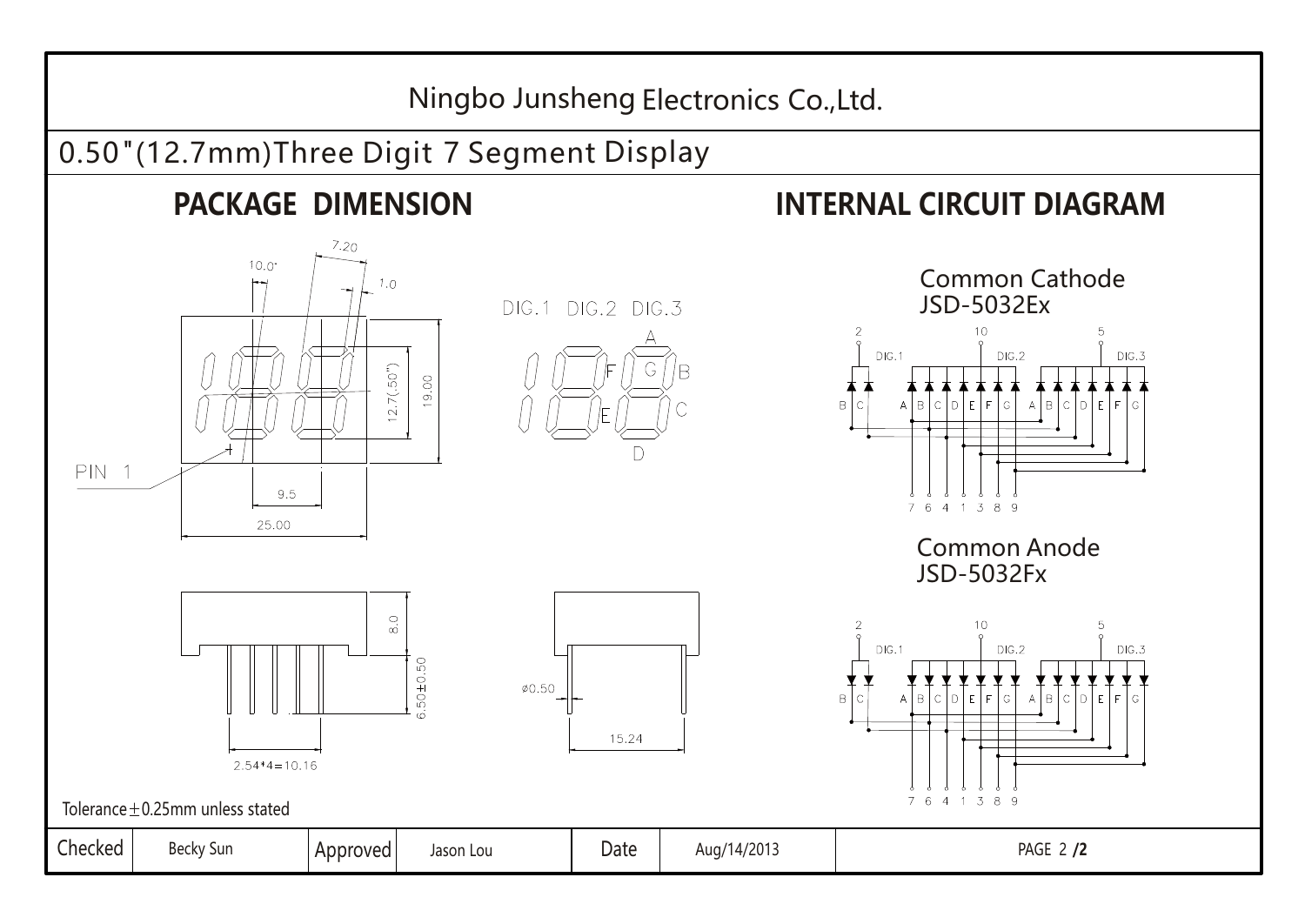Ningbo Junsheng Electronics Co.,Ltd.

## 0.50"(12.7mm)Three Digit 7 Segment Display

## PACKAGE DIMENSION

7.20

10.0°

1.0

12.7(.50")

19.00

PIN 1

9.5

25.00

DIG.1 DIG.2 DIG.3

A

F G B

E C

D

8.0

6.50±0.50

2.54*4=10.16

ø0.50

15.24

Tolerance ±0.25mm unless stated

## INTERNAL CIRCUIT DIAGRAM

Common Cathode
JSD-5032Ex

2 10 5

DIG.1 DIG.2 DIG.3

B C A B C D E F G A B C D E F G

7 6 4 1 3 8 9

Common Anode
JSD-5032Fx

2 10 5

DIG.1 DIG.2 DIG.3

B C A B C D E F G A B C D E F G

7 6 4 1 3 8 9

| Checked | Becky Sun | Approved | Jason Lou | Date | Aug/14/2013 |
|---|---|---|---|---|---|